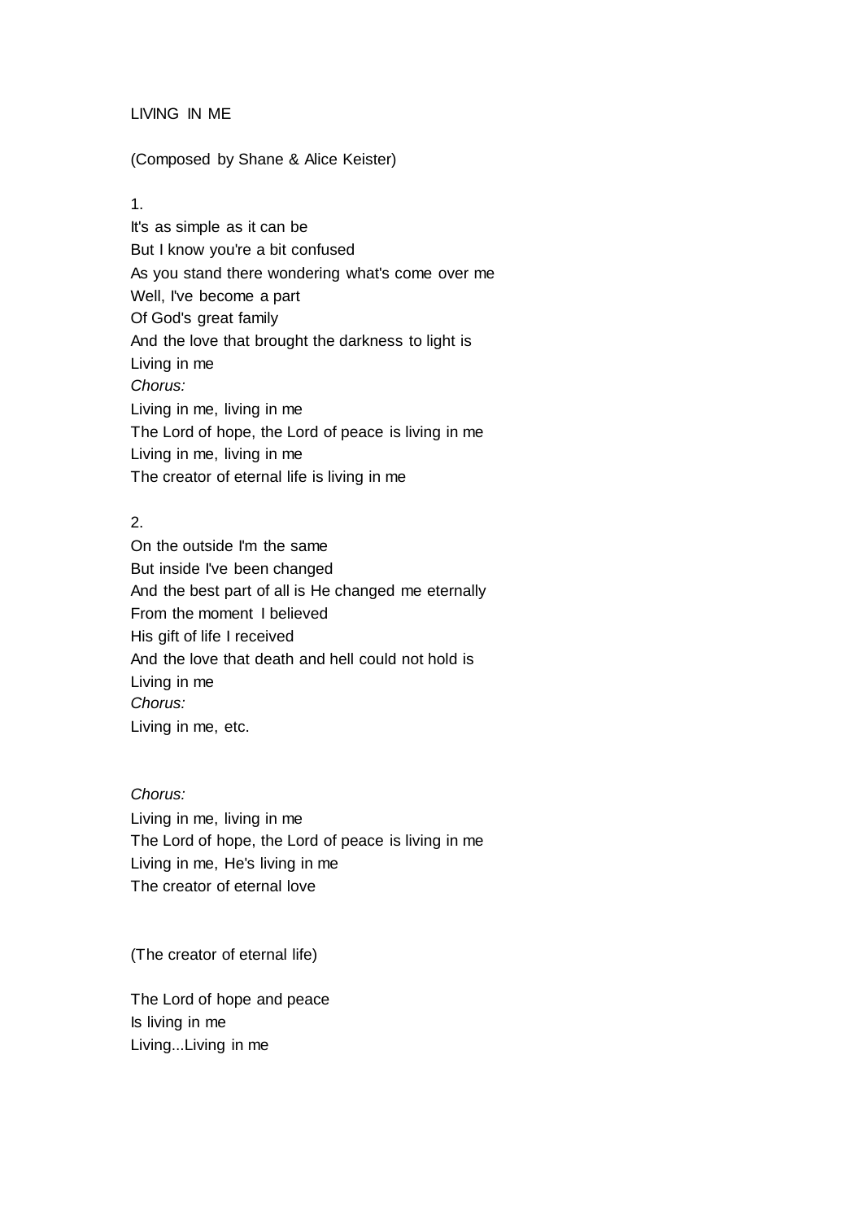# LIVING IN ME

(Composed by Shane & Alice Keister)

1.
It's as simple as it can be
But I know you're a bit confused
As you stand there wondering what's come over me
Well, I've become a part
Of God's great family
And the love that brought the darkness to light is
Living in me

*Chorus:*
Living in me, living in me
The Lord of hope, the Lord of peace is living in me
Living in me, living in me
The creator of eternal life is living in me

2.
On the outside I'm the same
But inside I've been changed
And the best part of all is He changed me eternally
From the moment I believed
His gift of life I received
And the love that death and hell could not hold is
Living in me

*Chorus:*
Living in me, etc.

*Chorus:*
Living in me, living in me
The Lord of hope, the Lord of peace is living in me
Living in me, He's living in me
The creator of eternal love

(The creator of eternal life)

The Lord of hope and peace
Is living in me
Living...Living in me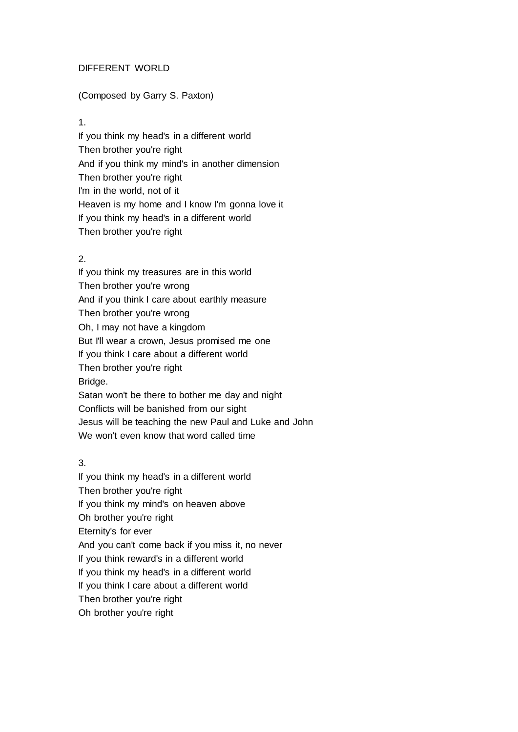# DIFFERENT WORLD

(Composed by Garry S. Paxton)

1.
If you think my head's in a different world
Then brother you're right
And if you think my mind's in another dimension
Then brother you're right
I'm in the world, not of it
Heaven is my home and I know I'm gonna love it
If you think my head's in a different world
Then brother you're right

2.
If you think my treasures are in this world
Then brother you're wrong
And if you think I care about earthly measure
Then brother you're wrong
Oh, I may not have a kingdom
But I'll wear a crown, Jesus promised me one
If you think I care about a different world
Then brother you're right
Bridge.
Satan won't be there to bother me day and night
Conflicts will be banished from our sight
Jesus will be teaching the new Paul and Luke and John
We won't even know that word called time

3.
If you think my head's in a different world
Then brother you're right
If you think my mind's on heaven above
Oh brother you're right
Eternity's for ever
And you can't come back if you miss it, no never
If you think reward's in a different world
If you think my head's in a different world
If you think I care about a different world
Then brother you're right
Oh brother you're right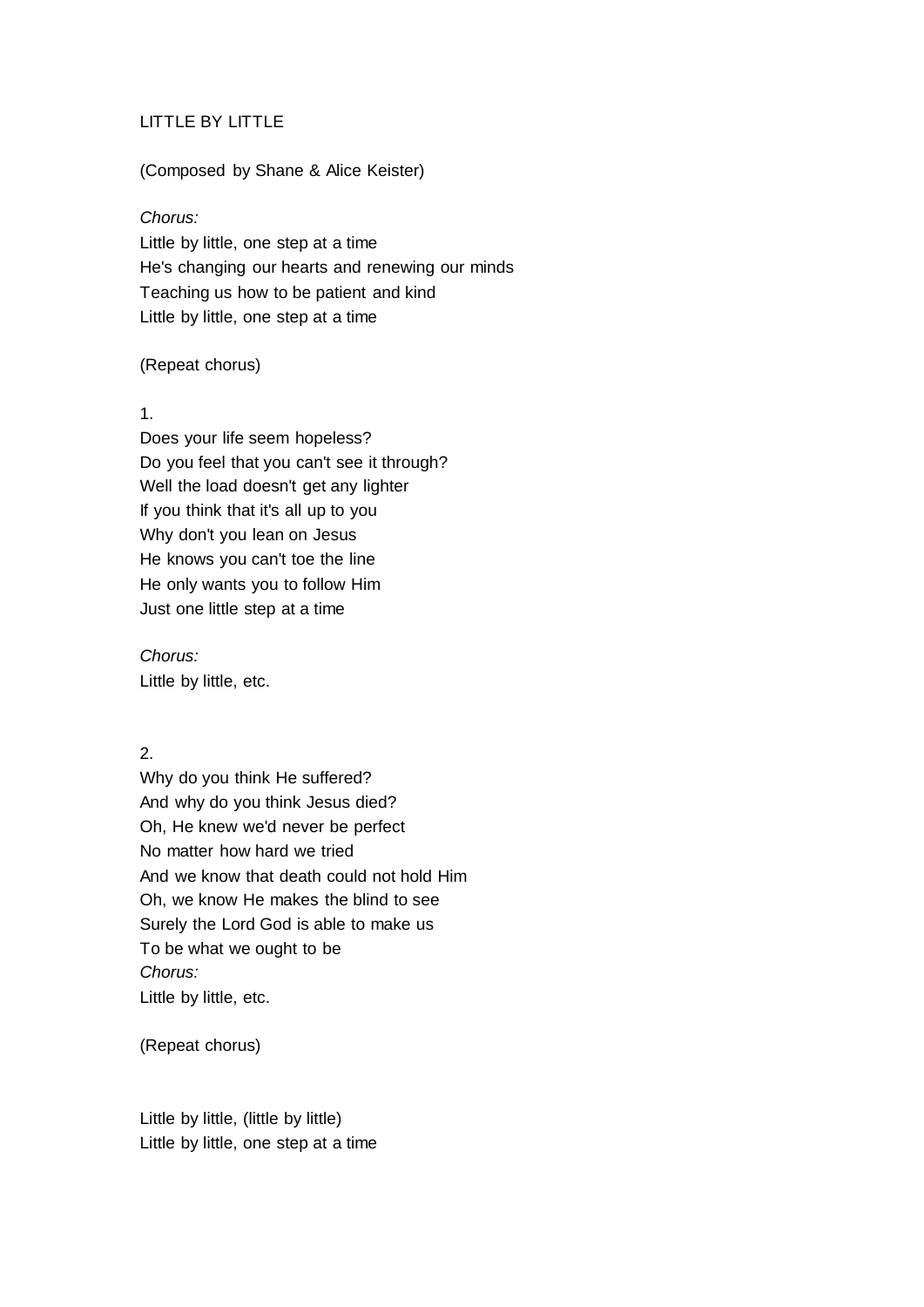# LITTLE BY LITTLE

(Composed by Shane & Alice Keister)

*Chorus:*
Little by little, one step at a time
He's changing our hearts and renewing our minds
Teaching us how to be patient and kind
Little by little, one step at a time

(Repeat chorus)

1.
Does your life seem hopeless?
Do you feel that you can't see it through?
Well the load doesn't get any lighter
If you think that it's all up to you
Why don't you lean on Jesus
He knows you can't toe the line
He only wants you to follow Him
Just one little step at a time

*Chorus:*
Little by little, etc.

2.
Why do you think He suffered?
And why do you think Jesus died?
Oh, He knew we'd never be perfect
No matter how hard we tried
And we know that death could not hold Him
Oh, we know He makes the blind to see
Surely the Lord God is able to make us
To be what we ought to be
*Chorus:*
Little by little, etc.

(Repeat chorus)

Little by little, (little by little)
Little by little, one step at a time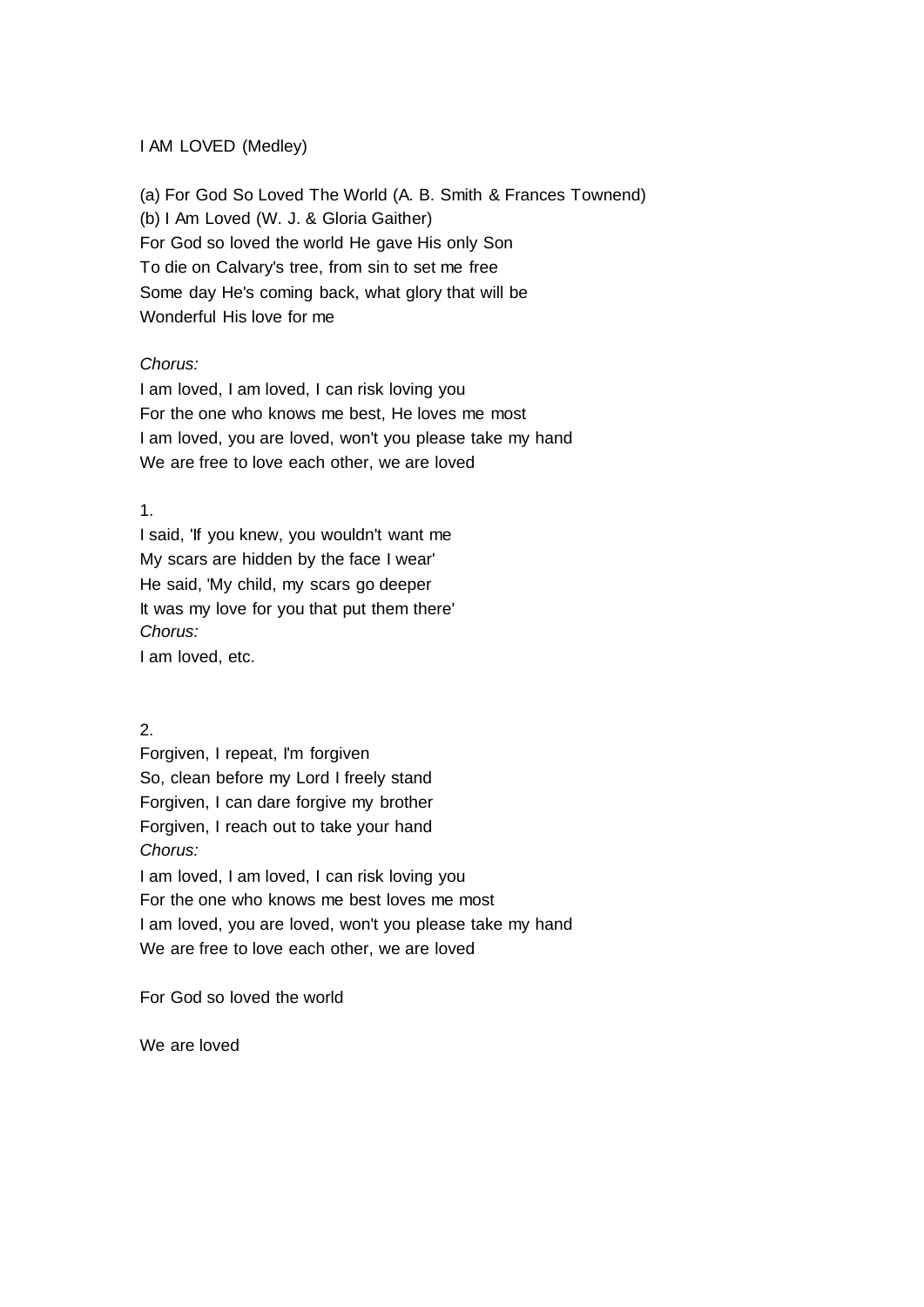# I AM LOVED (Medley)

(a) For God So Loved The World (A. B. Smith & Frances Townend)
(b) I Am Loved (W. J. & Gloria Gaither)
For God so loved the world He gave His only Son
To die on Calvary's tree, from sin to set me free
Some day He's coming back, what glory that will be
Wonderful His love for me

*Chorus:*
I am loved, I am loved, I can risk loving you
For the one who knows me best, He loves me most
I am loved, you are loved, won't you please take my hand
We are free to love each other, we are loved

1.
I said, 'If you knew, you wouldn't want me
My scars are hidden by the face I wear'
He said, 'My child, my scars go deeper
It was my love for you that put them there'
*Chorus:*
I am loved, etc.

2.
Forgiven, I repeat, I'm forgiven
So, clean before my Lord I freely stand
Forgiven, I can dare forgive my brother
Forgiven, I reach out to take your hand
*Chorus:*
I am loved, I am loved, I can risk loving you
For the one who knows me best loves me most
I am loved, you are loved, won't you please take my hand
We are free to love each other, we are loved

For God so loved the world

We are loved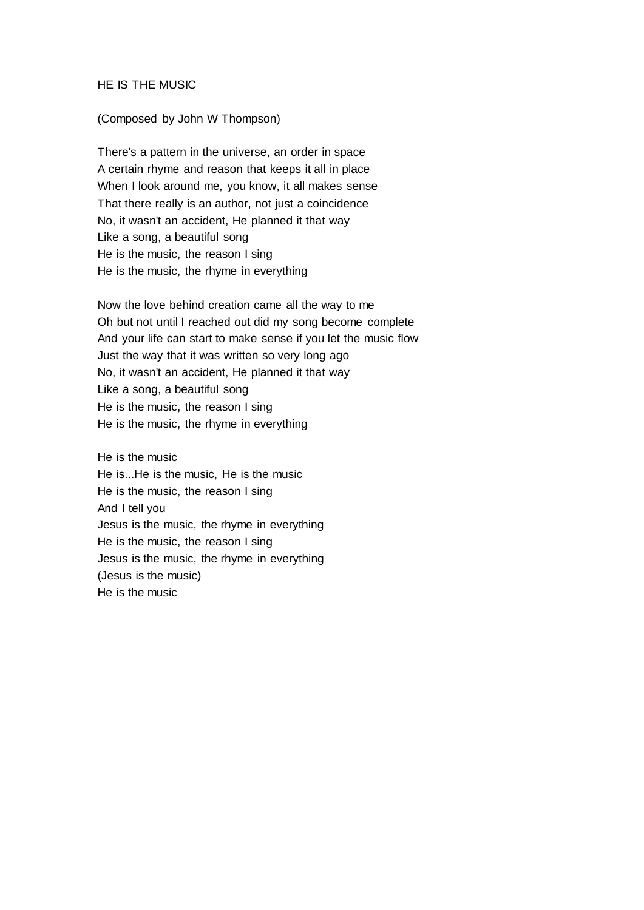HE IS THE MUSIC

(Composed by John W Thompson)

There's a pattern in the universe, an order in space
A certain rhyme and reason that keeps it all in place
When I look around me, you know, it all makes sense
That there really is an author, not just a coincidence
No, it wasn't an accident, He planned it that way
Like a song, a beautiful song
He is the music, the reason I sing
He is the music, the rhyme in everything

Now the love behind creation came all the way to me
Oh but not until I reached out did my song become complete
And your life can start to make sense if you let the music flow
Just the way that it was written so very long ago
No, it wasn't an accident, He planned it that way
Like a song, a beautiful song
He is the music, the reason I sing
He is the music, the rhyme in everything

He is the music
He is...He is the music, He is the music
He is the music, the reason I sing
And I tell you
Jesus is the music, the rhyme in everything
He is the music, the reason I sing
Jesus is the music, the rhyme in everything
(Jesus is the music)
He is the music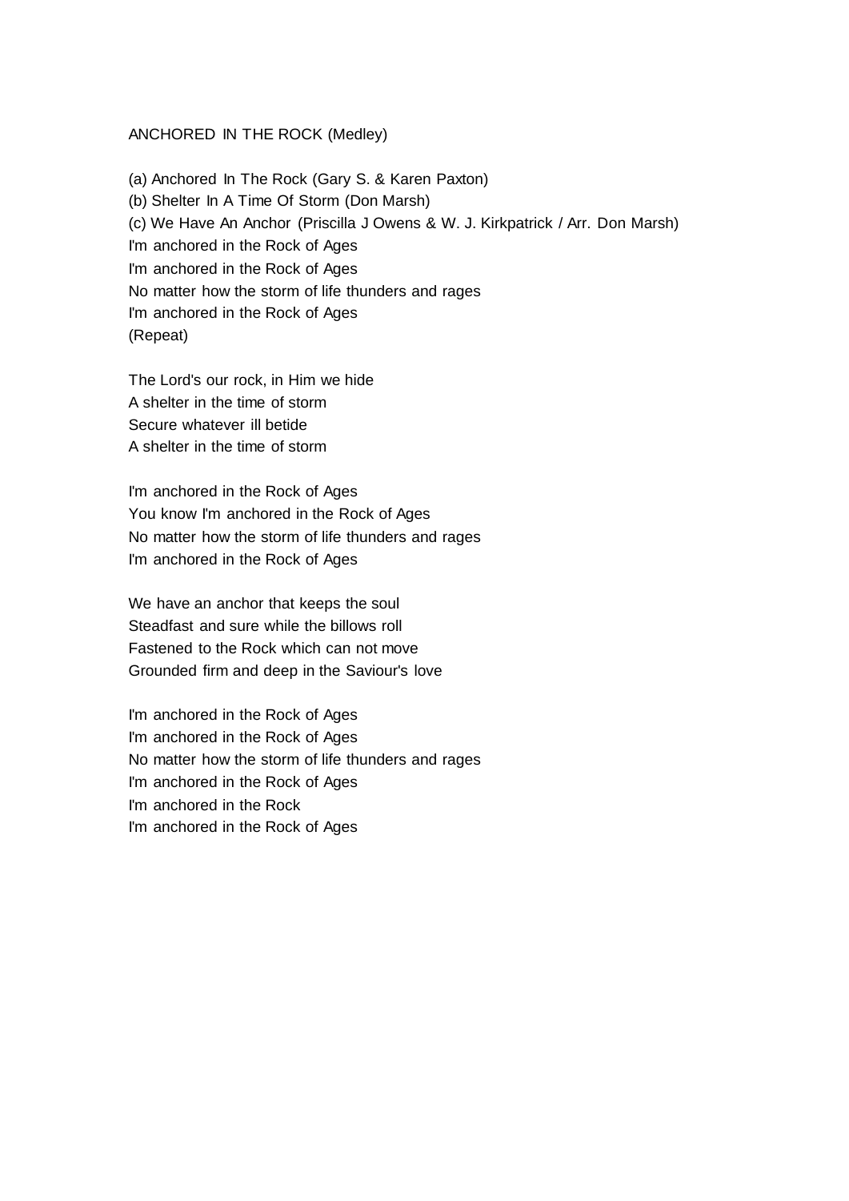ANCHORED IN THE ROCK (Medley)

(a) Anchored In The Rock (Gary S. & Karen Paxton)
(b) Shelter In A Time Of Storm (Don Marsh)
(c) We Have An Anchor (Priscilla J Owens & W. J. Kirkpatrick / Arr. Don Marsh)
I'm anchored in the Rock of Ages
I'm anchored in the Rock of Ages
No matter how the storm of life thunders and rages
I'm anchored in the Rock of Ages
(Repeat)

The Lord's our rock, in Him we hide
A shelter in the time of storm
Secure whatever ill betide
A shelter in the time of storm

I'm anchored in the Rock of Ages
You know I'm anchored in the Rock of Ages
No matter how the storm of life thunders and rages
I'm anchored in the Rock of Ages

We have an anchor that keeps the soul
Steadfast and sure while the billows roll
Fastened to the Rock which can not move
Grounded firm and deep in the Saviour's love

I'm anchored in the Rock of Ages
I'm anchored in the Rock of Ages
No matter how the storm of life thunders and rages
I'm anchored in the Rock of Ages
I'm anchored in the Rock
I'm anchored in the Rock of Ages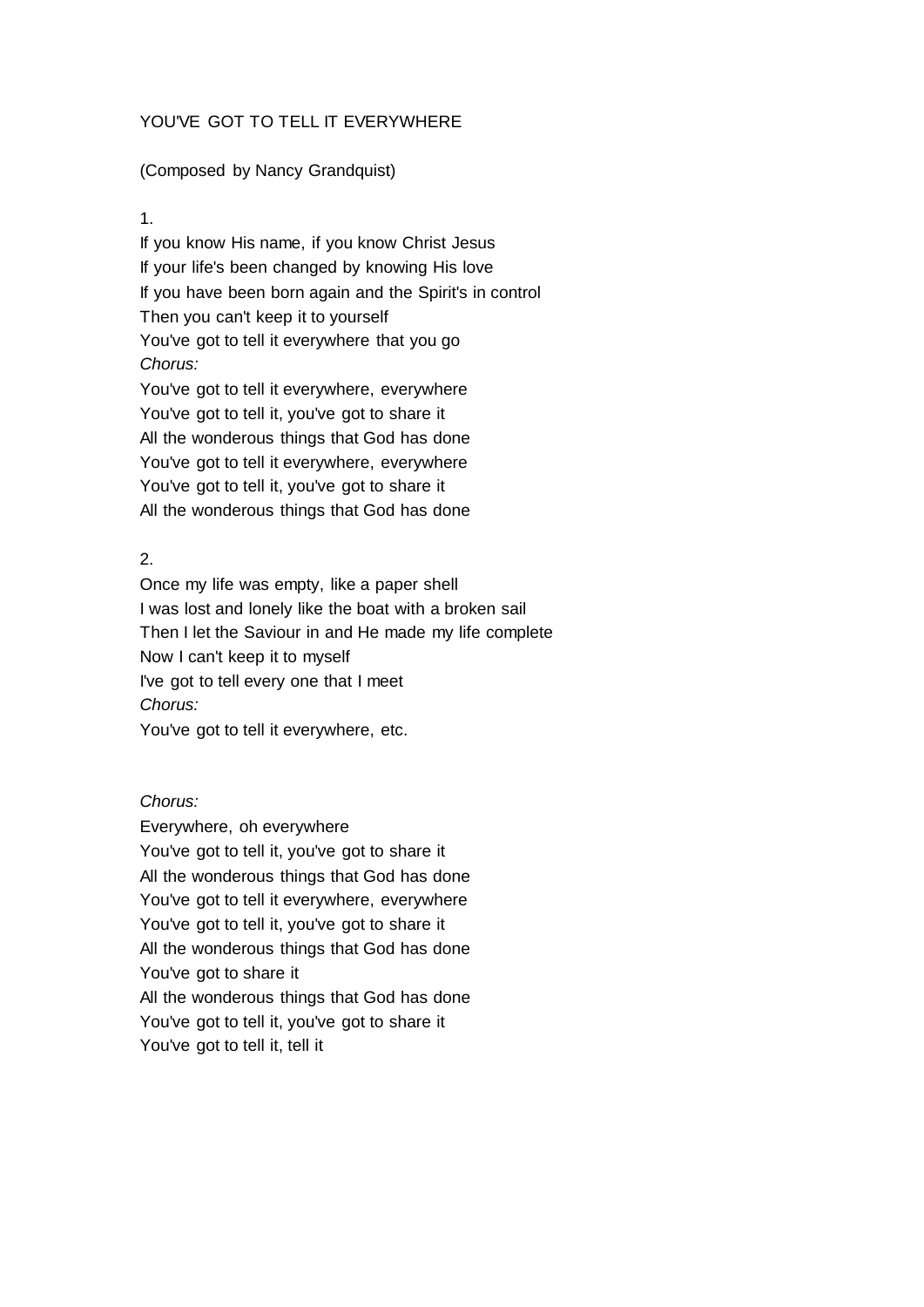YOU'VE GOT TO TELL IT EVERYWHERE

(Composed by Nancy Grandquist)

1.

If you know His name, if you know Christ Jesus
If your life's been changed by knowing His love
If you have been born again and the Spirit's in control
Then you can't keep it to yourself
You've got to tell it everywhere that you go

*Chorus:*

You've got to tell it everywhere, everywhere
You've got to tell it, you've got to share it
All the wonderous things that God has done
You've got to tell it everywhere, everywhere
You've got to tell it, you've got to share it
All the wonderous things that God has done

2.

Once my life was empty, like a paper shell
I was lost and lonely like the boat with a broken sail
Then I let the Saviour in and He made my life complete
Now I can't keep it to myself
I've got to tell every one that I meet

*Chorus:*

You've got to tell it everywhere, etc.

*Chorus:*

Everywhere, oh everywhere
You've got to tell it, you've got to share it
All the wonderous things that God has done
You've got to tell it everywhere, everywhere
You've got to tell it, you've got to share it
All the wonderous things that God has done
You've got to share it
All the wonderous things that God has done
You've got to tell it, you've got to share it
You've got to tell it, tell it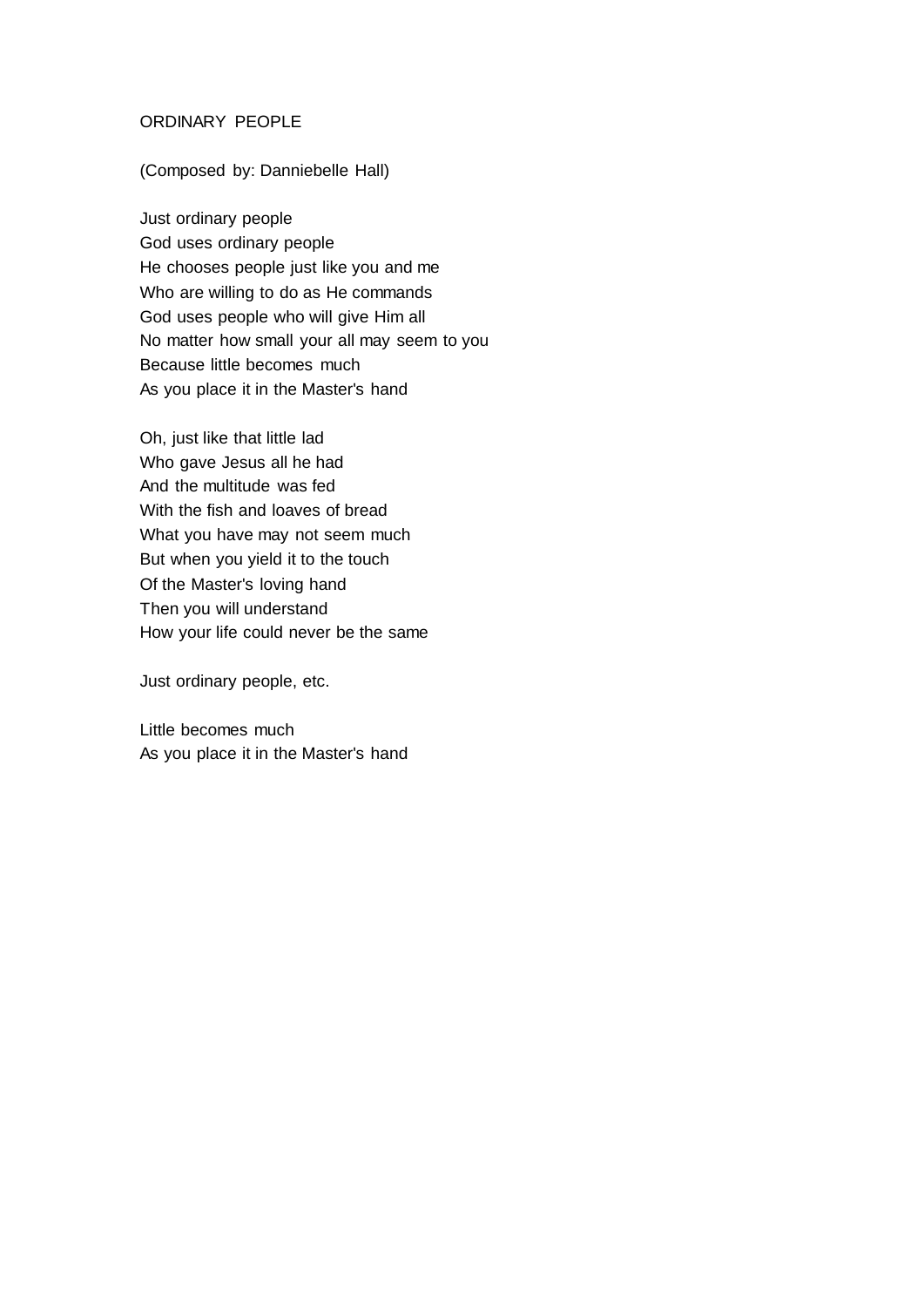# ORDINARY PEOPLE

(Composed by: Danniebelle Hall)

Just ordinary people
God uses ordinary people
He chooses people just like you and me
Who are willing to do as He commands
God uses people who will give Him all
No matter how small your all may seem to you
Because little becomes much
As you place it in the Master's hand

Oh, just like that little lad
Who gave Jesus all he had
And the multitude was fed
With the fish and loaves of bread
What you have may not seem much
But when you yield it to the touch
Of the Master's loving hand
Then you will understand
How your life could never be the same

Just ordinary people, etc.

Little becomes much
As you place it in the Master's hand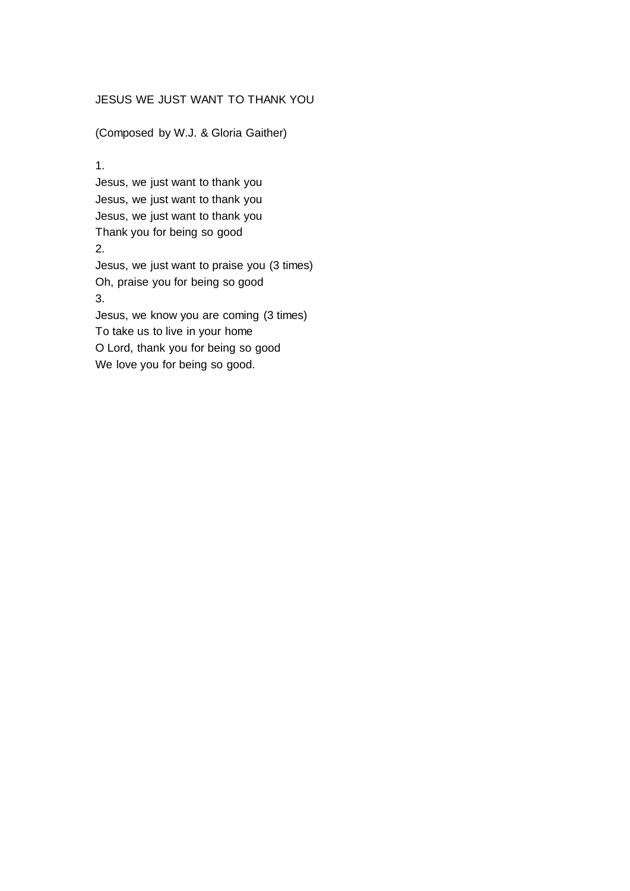# JESUS WE JUST WANT TO THANK YOU

(Composed by W.J. & Gloria Gaither)

1.
Jesus, we just want to thank you
Jesus, we just want to thank you
Jesus, we just want to thank you
Thank you for being so good

2.
Jesus, we just want to praise you (3 times)
Oh, praise you for being so good

3.
Jesus, we know you are coming (3 times)
To take us to live in your home
O Lord, thank you for being so good
We love you for being so good.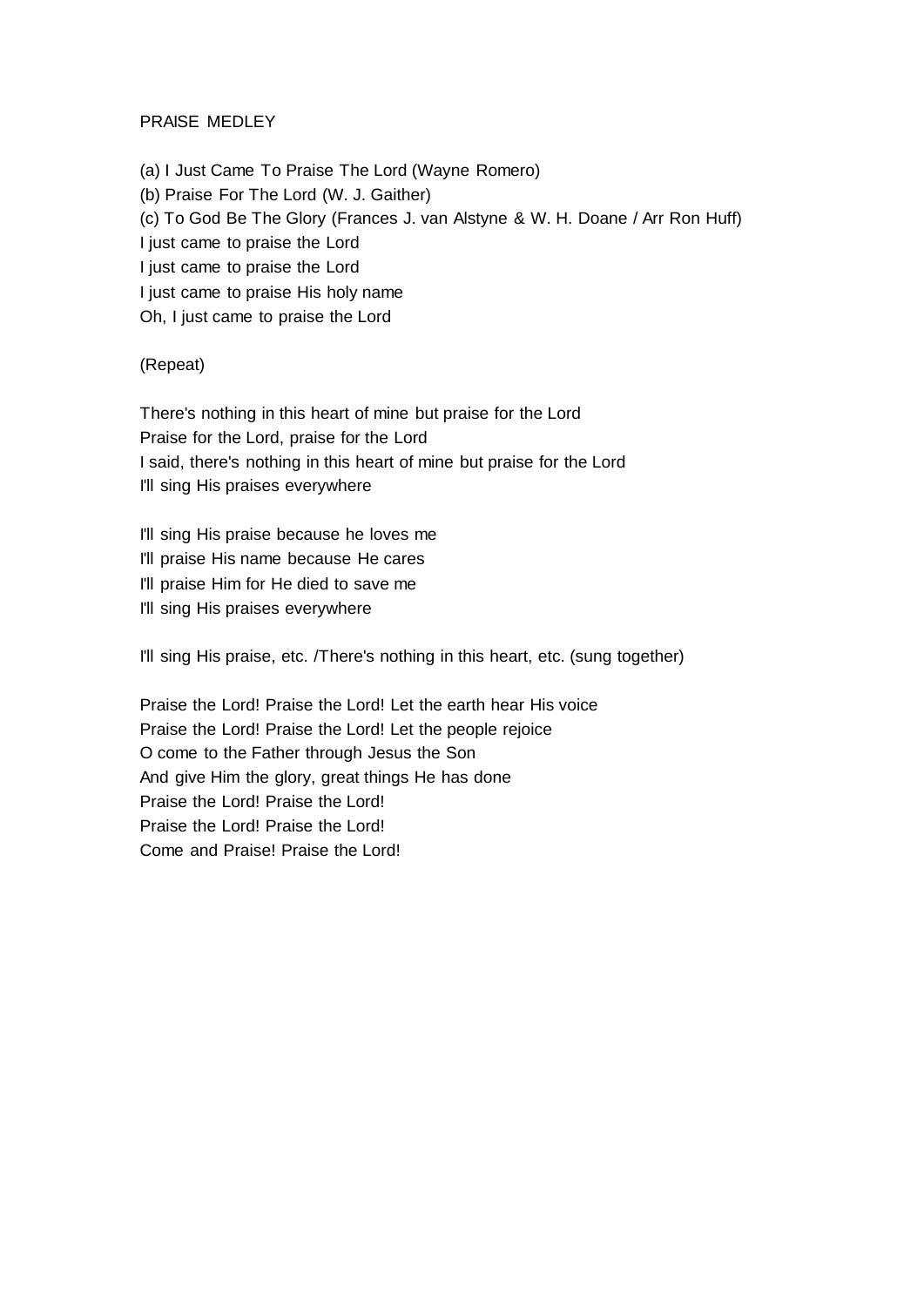PRAISE MEDLEY

(a) I Just Came To Praise The Lord (Wayne Romero)
(b) Praise For The Lord (W. J. Gaither)
(c) To God Be The Glory (Frances J. van Alstyne & W. H. Doane / Arr Ron Huff)
I just came to praise the Lord
I just came to praise the Lord
I just came to praise His holy name
Oh, I just came to praise the Lord

(Repeat)

There's nothing in this heart of mine but praise for the Lord
Praise for the Lord, praise for the Lord
I said, there's nothing in this heart of mine but praise for the Lord
I'll sing His praises everywhere

I'll sing His praise because he loves me
I'll praise His name because He cares
I'll praise Him for He died to save me
I'll sing His praises everywhere

I'll sing His praise, etc. /There's nothing in this heart, etc. (sung together)

Praise the Lord! Praise the Lord! Let the earth hear His voice
Praise the Lord! Praise the Lord! Let the people rejoice
O come to the Father through Jesus the Son
And give Him the glory, great things He has done
Praise the Lord! Praise the Lord!
Praise the Lord! Praise the Lord!
Come and Praise! Praise the Lord!